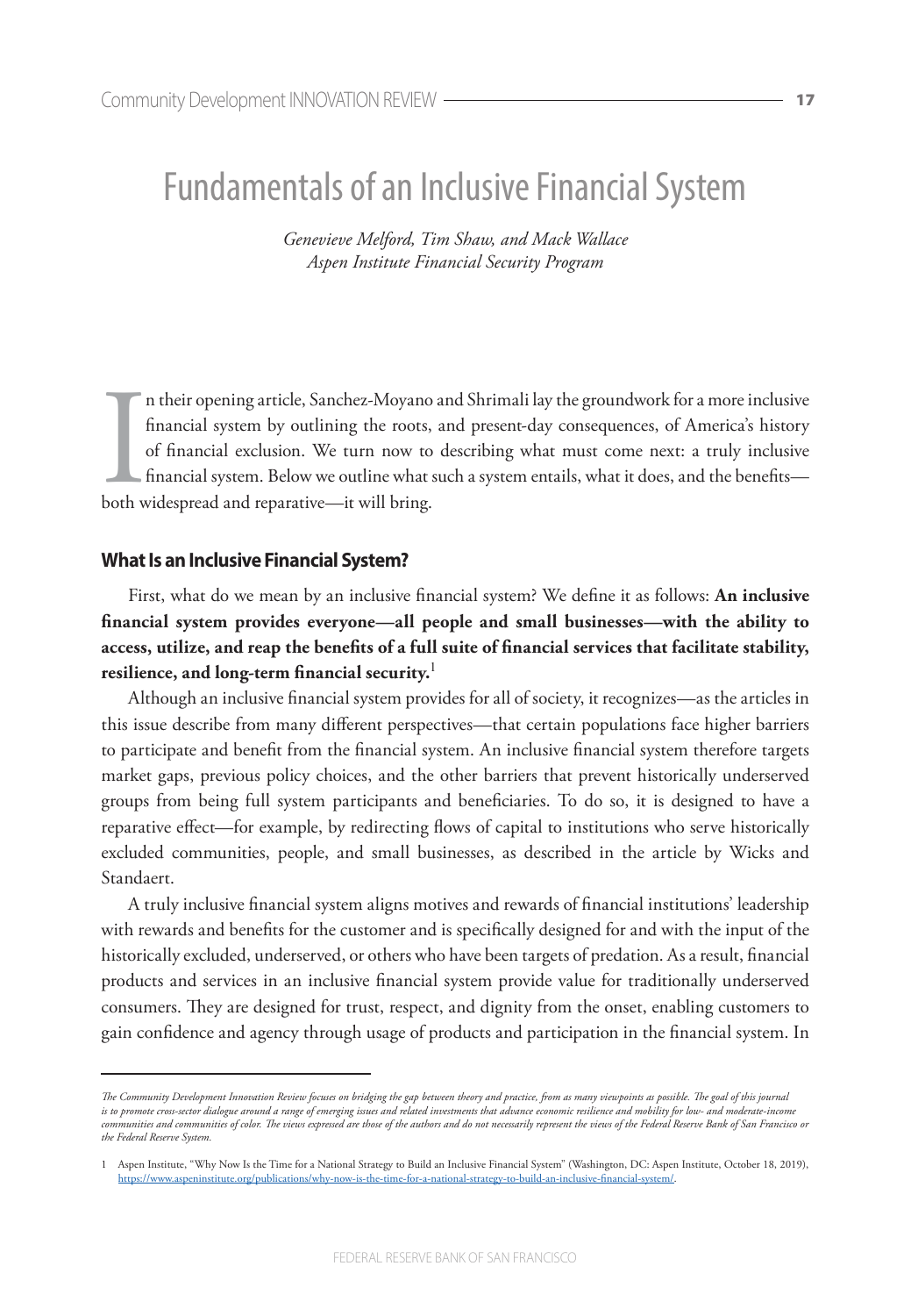# Fundamentals of an Inclusive Financial System

*Genevieve Melford, Tim Shaw, and Mack Wallace*
*Aspen Institute Financial Security Program*

In their opening article, Sanchez-Moyano and Shrimali lay the groundwork for a more inclusive financial system by outlining the roots, and present-day consequences, of America's history of financial exclusion. We turn now to describing what must come next: a truly inclusive financial system. Below we outline what such a system entails, what it does, and the benefits—both widespread and reparative—it will bring.

## What Is an Inclusive Financial System?

First, what do we mean by an inclusive financial system? We define it as follows: **An inclusive financial system provides everyone—all people and small businesses—with the ability to access, utilize, and reap the benefits of a full suite of financial services that facilitate stability, resilience, and long-term financial security.**[1]

Although an inclusive financial system provides for all of society, it recognizes—as the articles in this issue describe from many different perspectives—that certain populations face higher barriers to participate and benefit from the financial system. An inclusive financial system therefore targets market gaps, previous policy choices, and the other barriers that prevent historically underserved groups from being full system participants and beneficiaries. To do so, it is designed to have a reparative effect—for example, by redirecting flows of capital to institutions who serve historically excluded communities, people, and small businesses, as described in the article by Wicks and Standaert.

A truly inclusive financial system aligns motives and rewards of financial institutions' leadership with rewards and benefits for the customer and is specifically designed for and with the input of the historically excluded, underserved, or others who have been targets of predation. As a result, financial products and services in an inclusive financial system provide value for traditionally underserved consumers. They are designed for trust, respect, and dignity from the onset, enabling customers to gain confidence and agency through usage of products and participation in the financial system. In

---

*The Community Development Innovation Review focuses on bridging the gap between theory and practice, from as many viewpoints as possible. The goal of this journal is to promote cross-sector dialogue around a range of emerging issues and related investments that advance economic resilience and mobility for low- and moderate-income communities and communities of color. The views expressed are those of the authors and do not necessarily represent the views of the Federal Reserve Bank of San Francisco or the Federal Reserve System.*

1 Aspen Institute, "Why Now Is the Time for a National Strategy to Build an Inclusive Financial System" (Washington, DC: Aspen Institute, October 18, 2019), https://www.aspeninstitute.org/publications/why-now-is-the-time-for-a-national-strategy-to-build-an-inclusive-financial-system/.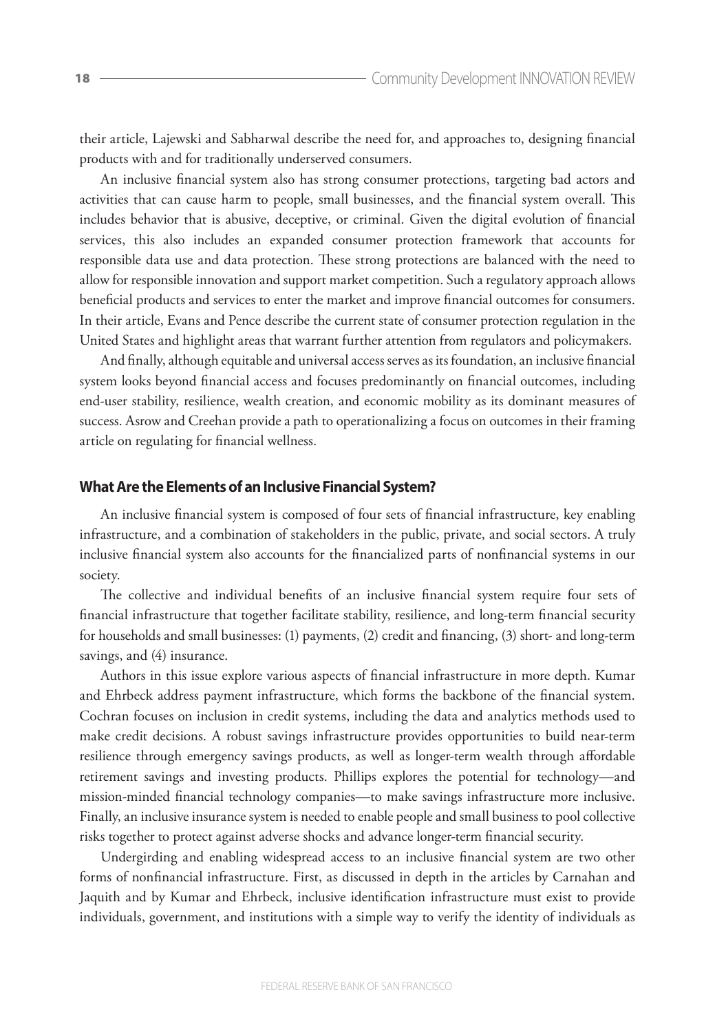their article, Lajewski and Sabharwal describe the need for, and approaches to, designing financial products with and for traditionally underserved consumers.

An inclusive financial system also has strong consumer protections, targeting bad actors and activities that can cause harm to people, small businesses, and the financial system overall. This includes behavior that is abusive, deceptive, or criminal. Given the digital evolution of financial services, this also includes an expanded consumer protection framework that accounts for responsible data use and data protection. These strong protections are balanced with the need to allow for responsible innovation and support market competition. Such a regulatory approach allows beneficial products and services to enter the market and improve financial outcomes for consumers. In their article, Evans and Pence describe the current state of consumer protection regulation in the United States and highlight areas that warrant further attention from regulators and policymakers.

And finally, although equitable and universal access serves as its foundation, an inclusive financial system looks beyond financial access and focuses predominantly on financial outcomes, including end-user stability, resilience, wealth creation, and economic mobility as its dominant measures of success. Asrow and Creehan provide a path to operationalizing a focus on outcomes in their framing article on regulating for financial wellness.

## What Are the Elements of an Inclusive Financial System?

An inclusive financial system is composed of four sets of financial infrastructure, key enabling infrastructure, and a combination of stakeholders in the public, private, and social sectors. A truly inclusive financial system also accounts for the financialized parts of nonfinancial systems in our society.

The collective and individual benefits of an inclusive financial system require four sets of financial infrastructure that together facilitate stability, resilience, and long-term financial security for households and small businesses: (1) payments, (2) credit and financing, (3) short- and long-term savings, and (4) insurance.

Authors in this issue explore various aspects of financial infrastructure in more depth. Kumar and Ehrbeck address payment infrastructure, which forms the backbone of the financial system. Cochran focuses on inclusion in credit systems, including the data and analytics methods used to make credit decisions. A robust savings infrastructure provides opportunities to build near-term resilience through emergency savings products, as well as longer-term wealth through affordable retirement savings and investing products. Phillips explores the potential for technology—and mission-minded financial technology companies—to make savings infrastructure more inclusive. Finally, an inclusive insurance system is needed to enable people and small business to pool collective risks together to protect against adverse shocks and advance longer-term financial security.

Undergirding and enabling widespread access to an inclusive financial system are two other forms of nonfinancial infrastructure. First, as discussed in depth in the articles by Carnahan and Jaquith and by Kumar and Ehrbeck, inclusive identification infrastructure must exist to provide individuals, government, and institutions with a simple way to verify the identity of individuals as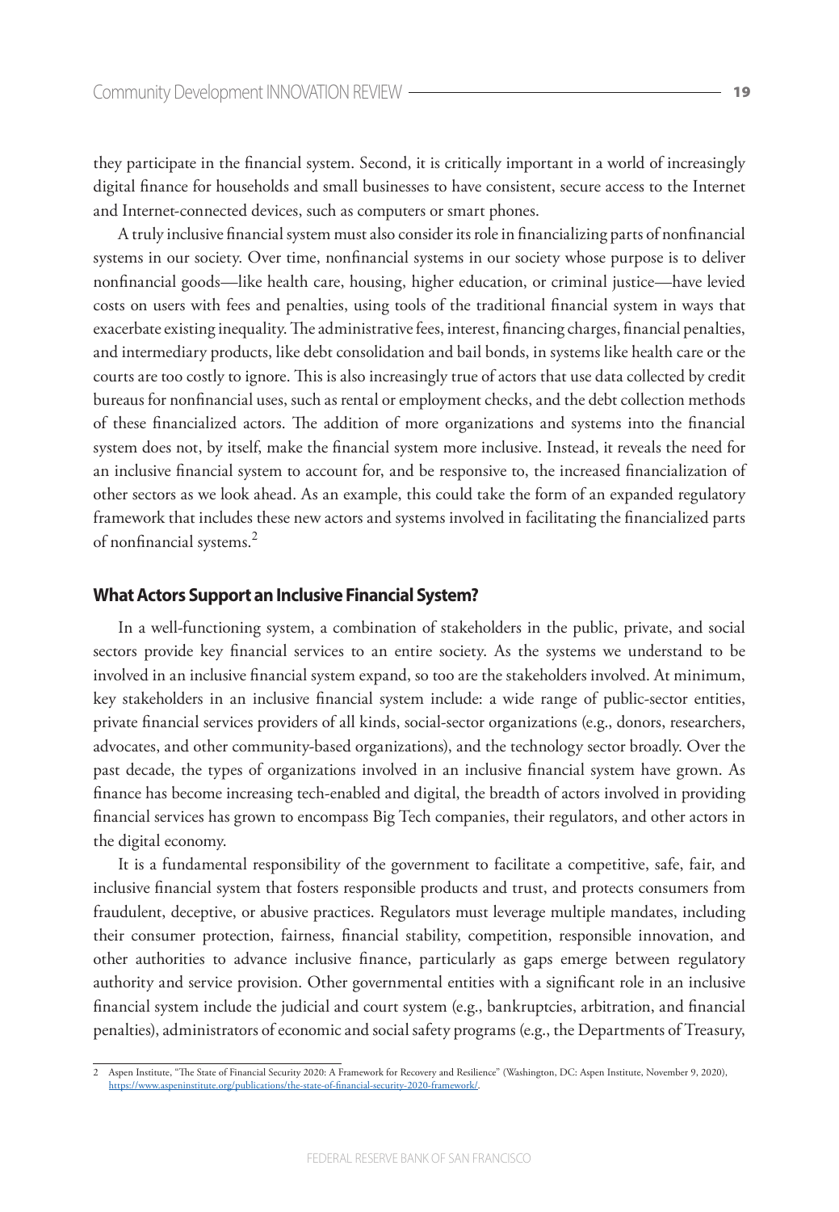they participate in the financial system. Second, it is critically important in a world of increasingly digital finance for households and small businesses to have consistent, secure access to the Internet and Internet-connected devices, such as computers or smart phones.

A truly inclusive financial system must also consider its role in financializing parts of nonfinancial systems in our society. Over time, nonfinancial systems in our society whose purpose is to deliver nonfinancial goods—like health care, housing, higher education, or criminal justice—have levied costs on users with fees and penalties, using tools of the traditional financial system in ways that exacerbate existing inequality. The administrative fees, interest, financing charges, financial penalties, and intermediary products, like debt consolidation and bail bonds, in systems like health care or the courts are too costly to ignore. This is also increasingly true of actors that use data collected by credit bureaus for nonfinancial uses, such as rental or employment checks, and the debt collection methods of these financialized actors. The addition of more organizations and systems into the financial system does not, by itself, make the financial system more inclusive. Instead, it reveals the need for an inclusive financial system to account for, and be responsive to, the increased financialization of other sectors as we look ahead. As an example, this could take the form of an expanded regulatory framework that includes these new actors and systems involved in facilitating the financialized parts of nonfinancial systems.[2]

### What Actors Support an Inclusive Financial System?

In a well-functioning system, a combination of stakeholders in the public, private, and social sectors provide key financial services to an entire society. As the systems we understand to be involved in an inclusive financial system expand, so too are the stakeholders involved. At minimum, key stakeholders in an inclusive financial system include: a wide range of public-sector entities, private financial services providers of all kinds, social-sector organizations (e.g., donors, researchers, advocates, and other community-based organizations), and the technology sector broadly. Over the past decade, the types of organizations involved in an inclusive financial system have grown. As finance has become increasing tech-enabled and digital, the breadth of actors involved in providing financial services has grown to encompass Big Tech companies, their regulators, and other actors in the digital economy.

It is a fundamental responsibility of the government to facilitate a competitive, safe, fair, and inclusive financial system that fosters responsible products and trust, and protects consumers from fraudulent, deceptive, or abusive practices. Regulators must leverage multiple mandates, including their consumer protection, fairness, financial stability, competition, responsible innovation, and other authorities to advance inclusive finance, particularly as gaps emerge between regulatory authority and service provision. Other governmental entities with a significant role in an inclusive financial system include the judicial and court system (e.g., bankruptcies, arbitration, and financial penalties), administrators of economic and social safety programs (e.g., the Departments of Treasury,

---

2 Aspen Institute, "The State of Financial Security 2020: A Framework for Recovery and Resilience" (Washington, DC: Aspen Institute, November 9, 2020), https://www.aspeninstitute.org/publications/the-state-of-financial-security-2020-framework/.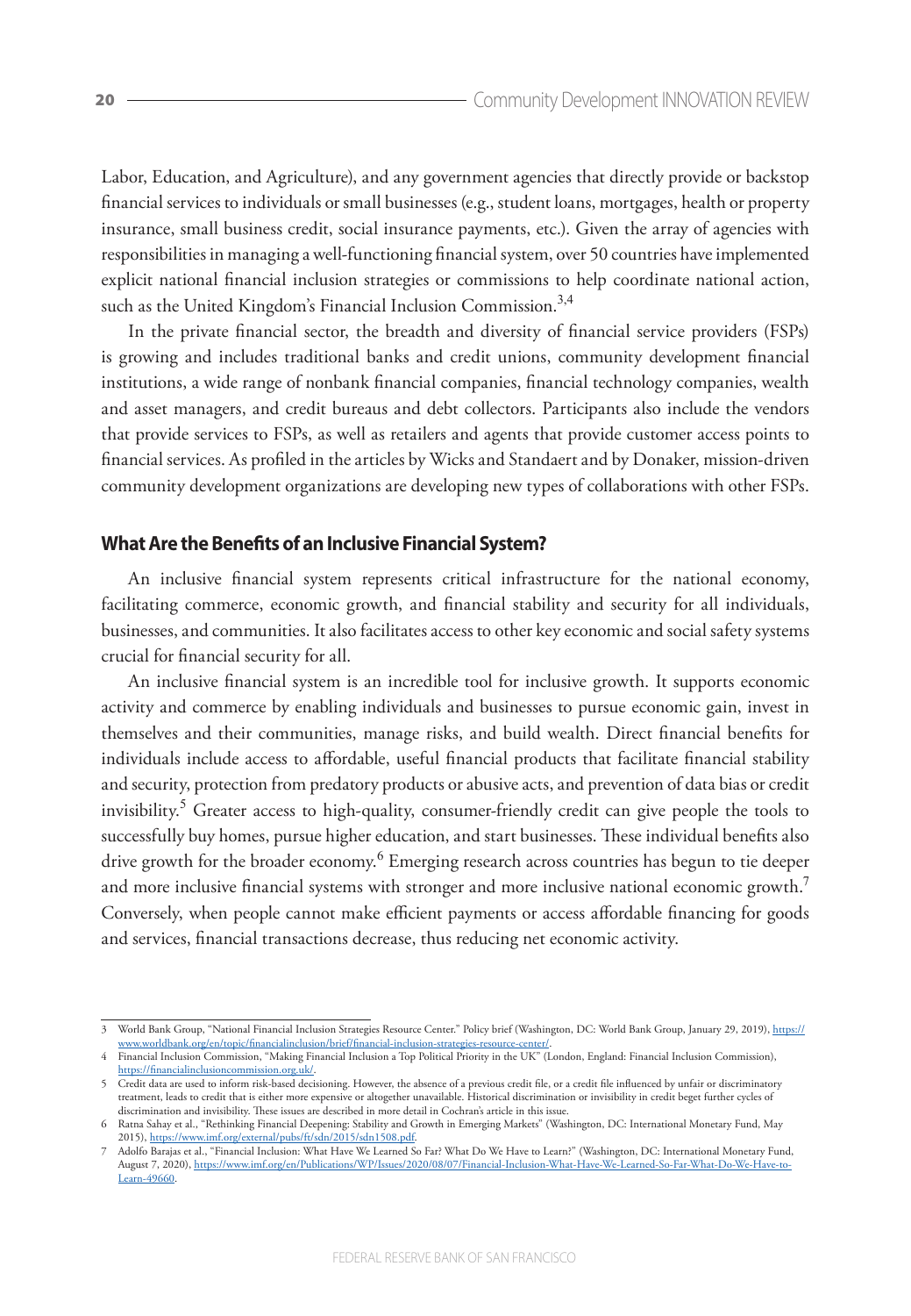Labor, Education, and Agriculture), and any government agencies that directly provide or backstop financial services to individuals or small businesses (e.g., student loans, mortgages, health or property insurance, small business credit, social insurance payments, etc.). Given the array of agencies with responsibilities in managing a well-functioning financial system, over 50 countries have implemented explicit national financial inclusion strategies or commissions to help coordinate national action, such as the United Kingdom's Financial Inclusion Commission.[3,4]

In the private financial sector, the breadth and diversity of financial service providers (FSPs) is growing and includes traditional banks and credit unions, community development financial institutions, a wide range of nonbank financial companies, financial technology companies, wealth and asset managers, and credit bureaus and debt collectors. Participants also include the vendors that provide services to FSPs, as well as retailers and agents that provide customer access points to financial services. As profiled in the articles by Wicks and Standaert and by Donaker, mission-driven community development organizations are developing new types of collaborations with other FSPs.

## What Are the Benefits of an Inclusive Financial System?

An inclusive financial system represents critical infrastructure for the national economy, facilitating commerce, economic growth, and financial stability and security for all individuals, businesses, and communities. It also facilitates access to other key economic and social safety systems crucial for financial security for all.

An inclusive financial system is an incredible tool for inclusive growth. It supports economic activity and commerce by enabling individuals and businesses to pursue economic gain, invest in themselves and their communities, manage risks, and build wealth. Direct financial benefits for individuals include access to affordable, useful financial products that facilitate financial stability and security, protection from predatory products or abusive acts, and prevention of data bias or credit invisibility.[5] Greater access to high-quality, consumer-friendly credit can give people the tools to successfully buy homes, pursue higher education, and start businesses. These individual benefits also drive growth for the broader economy.[6] Emerging research across countries has begun to tie deeper and more inclusive financial systems with stronger and more inclusive national economic growth.[7] Conversely, when people cannot make efficient payments or access affordable financing for goods and services, financial transactions decrease, thus reducing net economic activity.

---

3 World Bank Group, "National Financial Inclusion Strategies Resource Center." Policy brief (Washington, DC: World Bank Group, January 29, 2019), https://www.worldbank.org/en/topic/financialinclusion/brief/financial-inclusion-strategies-resource-center/.

4 Financial Inclusion Commission, "Making Financial Inclusion a Top Political Priority in the UK" (London, England: Financial Inclusion Commission), https://financialinclusioncommission.org.uk/.

5 Credit data are used to inform risk-based decisioning. However, the absence of a previous credit file, or a credit file influenced by unfair or discriminatory treatment, leads to credit that is either more expensive or altogether unavailable. Historical discrimination or invisibility in credit beget further cycles of discrimination and invisibility. These issues are described in more detail in Cochran's article in this issue.

6 Ratna Sahay et al., "Rethinking Financial Deepening: Stability and Growth in Emerging Markets" (Washington, DC: International Monetary Fund, May 2015), https://www.imf.org/external/pubs/ft/sdn/2015/sdn1508.pdf.

7 Adolfo Barajas et al., "Financial Inclusion: What Have We Learned So Far? What Do We Have to Learn?" (Washington, DC: International Monetary Fund, August 7, 2020), https://www.imf.org/en/Publications/WP/Issues/2020/08/07/Financial-Inclusion-What-Have-We-Learned-So-Far-What-Do-We-Have-to-Learn-49660.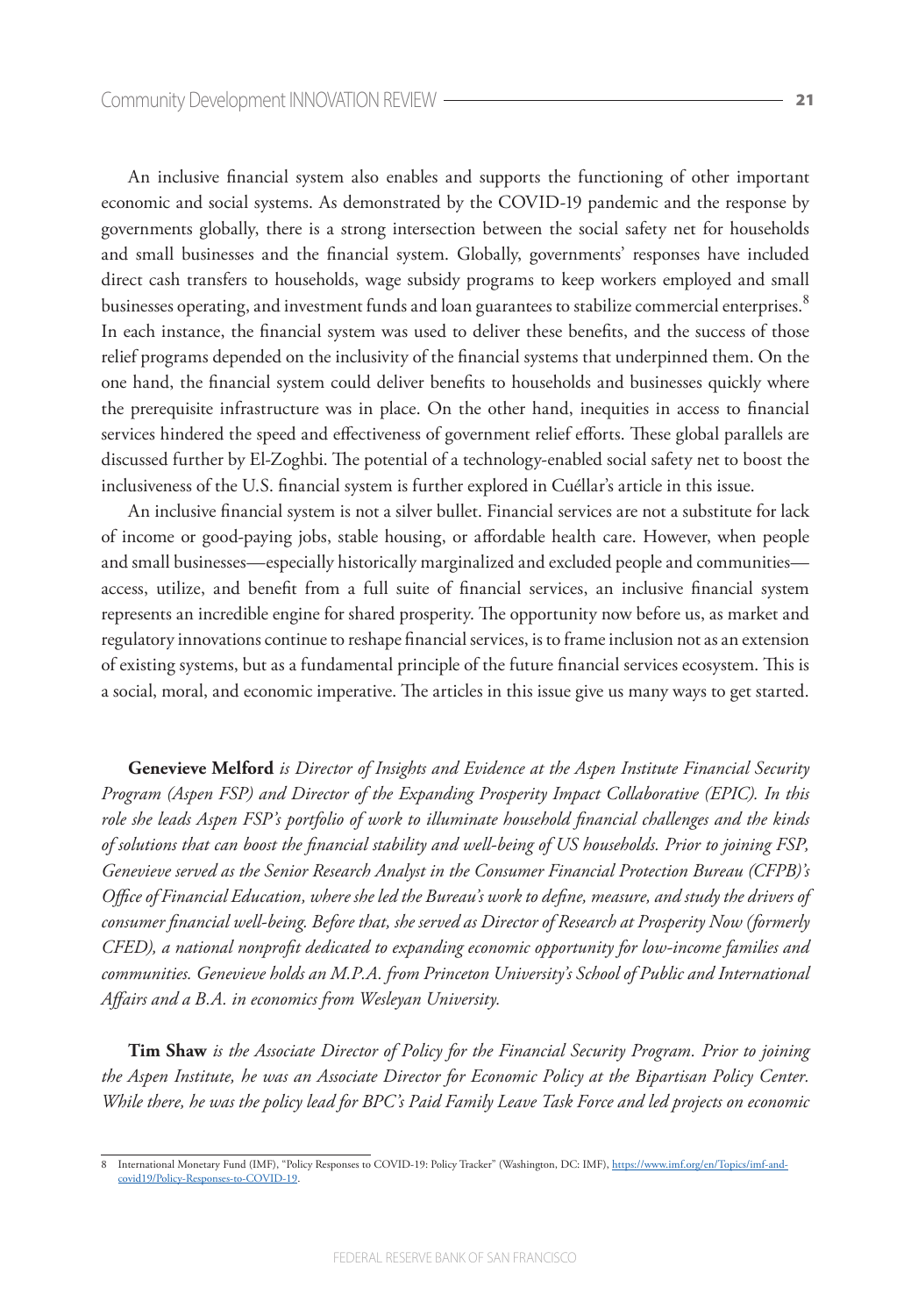An inclusive financial system also enables and supports the functioning of other important economic and social systems. As demonstrated by the COVID-19 pandemic and the response by governments globally, there is a strong intersection between the social safety net for households and small businesses and the financial system. Globally, governments' responses have included direct cash transfers to households, wage subsidy programs to keep workers employed and small businesses operating, and investment funds and loan guarantees to stabilize commercial enterprises.[8] In each instance, the financial system was used to deliver these benefits, and the success of those relief programs depended on the inclusivity of the financial systems that underpinned them. On the one hand, the financial system could deliver benefits to households and businesses quickly where the prerequisite infrastructure was in place. On the other hand, inequities in access to financial services hindered the speed and effectiveness of government relief efforts. These global parallels are discussed further by El-Zoghbi. The potential of a technology-enabled social safety net to boost the inclusiveness of the U.S. financial system is further explored in Cuéllar's article in this issue.

An inclusive financial system is not a silver bullet. Financial services are not a substitute for lack of income or good-paying jobs, stable housing, or affordable health care. However, when people and small businesses—especially historically marginalized and excluded people and communities—access, utilize, and benefit from a full suite of financial services, an inclusive financial system represents an incredible engine for shared prosperity. The opportunity now before us, as market and regulatory innovations continue to reshape financial services, is to frame inclusion not as an extension of existing systems, but as a fundamental principle of the future financial services ecosystem. This is a social, moral, and economic imperative. The articles in this issue give us many ways to get started.

**Genevieve Melford** *is Director of Insights and Evidence at the Aspen Institute Financial Security Program (Aspen FSP) and Director of the Expanding Prosperity Impact Collaborative (EPIC). In this role she leads Aspen FSP's portfolio of work to illuminate household financial challenges and the kinds of solutions that can boost the financial stability and well-being of US households. Prior to joining FSP, Genevieve served as the Senior Research Analyst in the Consumer Financial Protection Bureau (CFPB)'s Office of Financial Education, where she led the Bureau's work to define, measure, and study the drivers of consumer financial well-being. Before that, she served as Director of Research at Prosperity Now (formerly CFED), a national nonprofit dedicated to expanding economic opportunity for low-income families and communities. Genevieve holds an M.P.A. from Princeton University's School of Public and International Affairs and a B.A. in economics from Wesleyan University.*

**Tim Shaw** *is the Associate Director of Policy for the Financial Security Program. Prior to joining the Aspen Institute, he was an Associate Director for Economic Policy at the Bipartisan Policy Center. While there, he was the policy lead for BPC's Paid Family Leave Task Force and led projects on economic*

---

8 International Monetary Fund (IMF), "Policy Responses to COVID-19: Policy Tracker" (Washington, DC: IMF), https://www.imf.org/en/Topics/imf-and-covid19/Policy-Responses-to-COVID-19.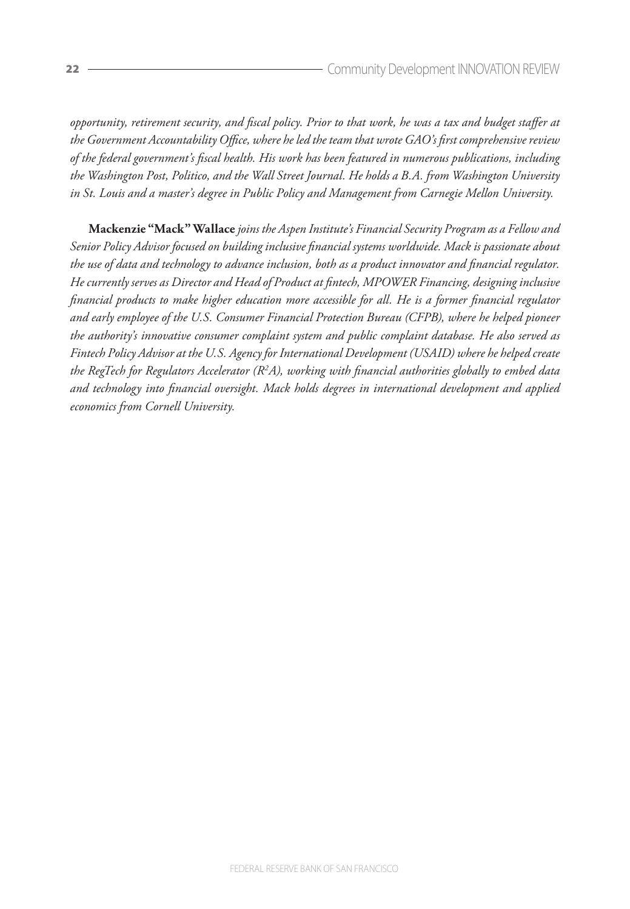*opportunity, retirement security, and fiscal policy. Prior to that work, he was a tax and budget staffer at the Government Accountability Office, where he led the team that wrote GAO's first comprehensive review of the federal government's fiscal health. His work has been featured in numerous publications, including the Washington Post, Politico, and the Wall Street Journal. He holds a B.A. from Washington University in St. Louis and a master's degree in Public Policy and Management from Carnegie Mellon University.*

**Mackenzie "Mack" Wallace** *joins the Aspen Institute's Financial Security Program as a Fellow and Senior Policy Advisor focused on building inclusive financial systems worldwide. Mack is passionate about the use of data and technology to advance inclusion, both as a product innovator and financial regulator. He currently serves as Director and Head of Product at fintech, MPOWER Financing, designing inclusive financial products to make higher education more accessible for all. He is a former financial regulator and early employee of the U.S. Consumer Financial Protection Bureau (CFPB), where he helped pioneer the authority's innovative consumer complaint system and public complaint database. He also served as Fintech Policy Advisor at the U.S. Agency for International Development (USAID) where he helped create the RegTech for Regulators Accelerator ($R^2A$), working with financial authorities globally to embed data and technology into financial oversight. Mack holds degrees in international development and applied economics from Cornell University.*